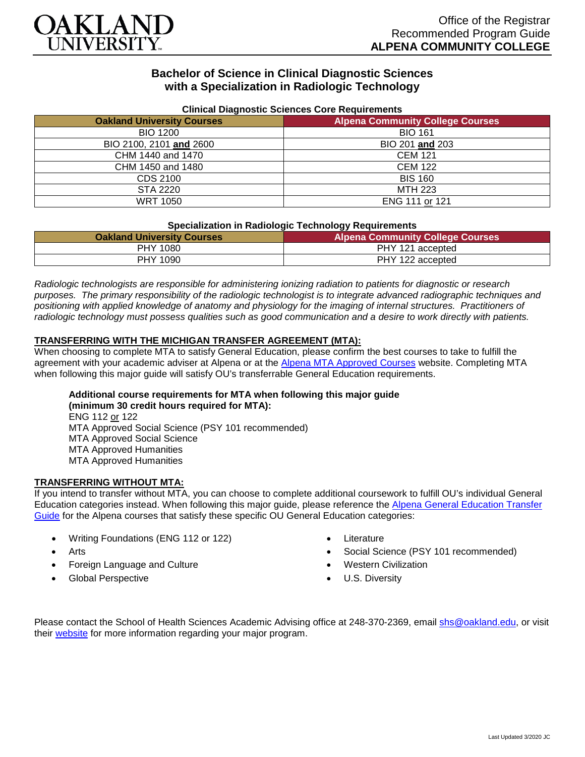OAKLAND UNIVERSITY

Office of the Registrar
Recommended Program Guide
**ALPENA COMMUNITY COLLEGE**

# Bachelor of Science in Clinical Diagnostic Sciences with a Specialization in Radiologic Technology

**Clinical Diagnostic Sciences Core Requirements**

| Oakland University Courses | Alpena Community College Courses |
|---|---|
| BIO 1200 | BIO 161 |
| BIO 2100, 2101 **and** 2600 | BIO 201 **and** 203 |
| CHM 1440 and 1470 | CEM 121 |
| CHM 1450 and 1480 | CEM 122 |
| CDS 2100 | BIS 160 |
| STA 2220 | MTH 223 |
| WRT 1050 | ENG 111 or 121 |

**Specialization in Radiologic Technology Requirements**

| Oakland University Courses | Alpena Community College Courses |
|---|---|
| PHY 1080 | PHY 121 accepted |
| PHY 1090 | PHY 122 accepted |

*Radiologic technologists are responsible for administering ionizing radiation to patients for diagnostic or research purposes. The primary responsibility of the radiologic technologist is to integrate advanced radiographic techniques and positioning with applied knowledge of anatomy and physiology for the imaging of internal structures. Practitioners of radiologic technology must possess qualities such as good communication and a desire to work directly with patients.*

**TRANSFERRING WITH THE MICHIGAN TRANSFER AGREEMENT (MTA):**

When choosing to complete MTA to satisfy General Education, please confirm the best courses to take to fulfill the agreement with your academic adviser at Alpena or at the Alpena MTA Approved Courses website. Completing MTA when following this major guide will satisfy OU's transferrable General Education requirements.

**Additional course requirements for MTA when following this major guide (minimum 30 credit hours required for MTA):**

ENG 112 or 122
MTA Approved Social Science (PSY 101 recommended)
MTA Approved Social Science
MTA Approved Humanities
MTA Approved Humanities

**TRANSFERRING WITHOUT MTA:**

If you intend to transfer without MTA, you can choose to complete additional coursework to fulfill OU's individual General Education categories instead. When following this major guide, please reference the Alpena General Education Transfer Guide for the Alpena courses that satisfy these specific OU General Education categories:

- Writing Foundations (ENG 112 or 122)
- Arts
- Foreign Language and Culture
- Global Perspective
- Literature
- Social Science (PSY 101 recommended)
- Western Civilization
- U.S. Diversity

Please contact the School of Health Sciences Academic Advising office at 248-370-2369, email shs@oakland.edu, or visit their website for more information regarding your major program.

Last Updated 3/2020 JC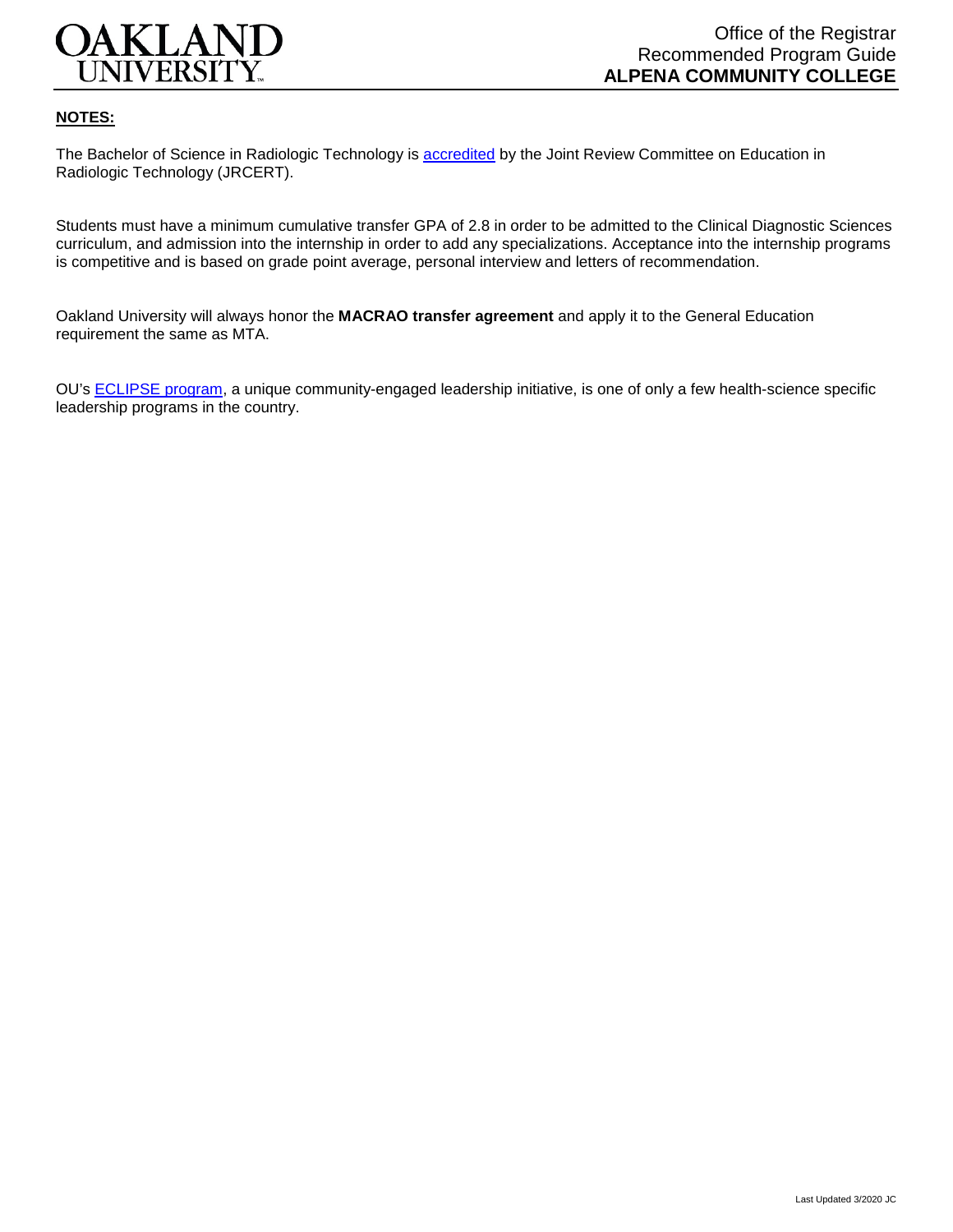**NOTES:**

The Bachelor of Science in Radiologic Technology is accredited by the Joint Review Committee on Education in Radiologic Technology (JRCERT).

Students must have a minimum cumulative transfer GPA of 2.8 in order to be admitted to the Clinical Diagnostic Sciences curriculum, and admission into the internship in order to add any specializations. Acceptance into the internship programs is competitive and is based on grade point average, personal interview and letters of recommendation.

Oakland University will always honor the **MACRAO transfer agreement** and apply it to the General Education requirement the same as MTA.

OU's ECLIPSE program, a unique community-engaged leadership initiative, is one of only a few health-science specific leadership programs in the country.

Last Updated 3/2020 JC